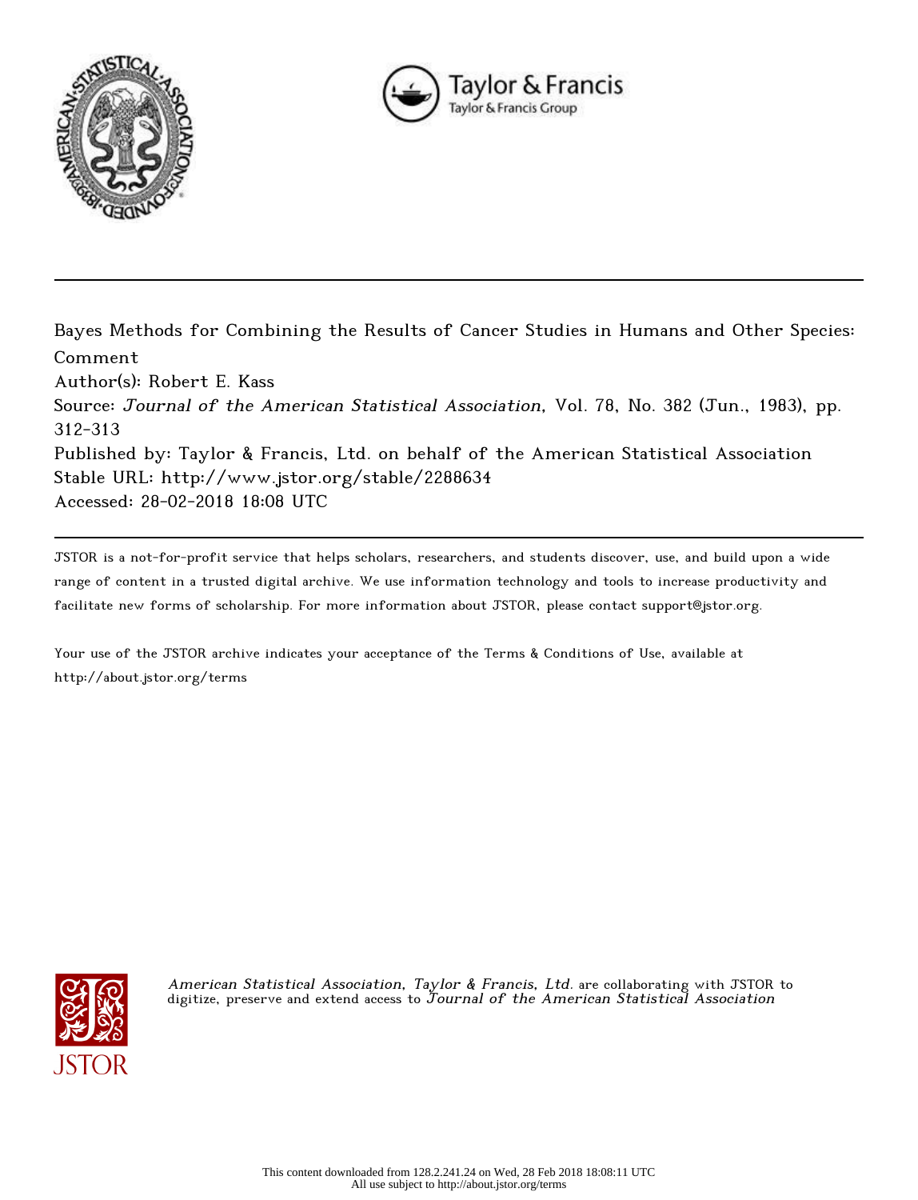Bayes Methods for Combining the Results of Cancer Studies in Humans and Other Species: Comment

Author(s): Robert E. Kass

Source: *Journal of the American Statistical Association*, Vol. 78, No. 382 (Jun., 1983), pp. 312-313

Published by: Taylor & Francis, Ltd. on behalf of the American Statistical Association

Stable URL: http://www.jstor.org/stable/2288634

Accessed: 28-02-2018 18:08 UTC

JSTOR is a not-for-profit service that helps scholars, researchers, and students discover, use, and build upon a wide range of content in a trusted digital archive. We use information technology and tools to increase productivity and facilitate new forms of scholarship. For more information about JSTOR, please contact support@jstor.org.

Your use of the JSTOR archive indicates your acceptance of the Terms & Conditions of Use, available at http://about.jstor.org/terms

*American Statistical Association, Taylor & Francis, Ltd.* are collaborating with JSTOR to digitize, preserve and extend access to *Journal of the American Statistical Association*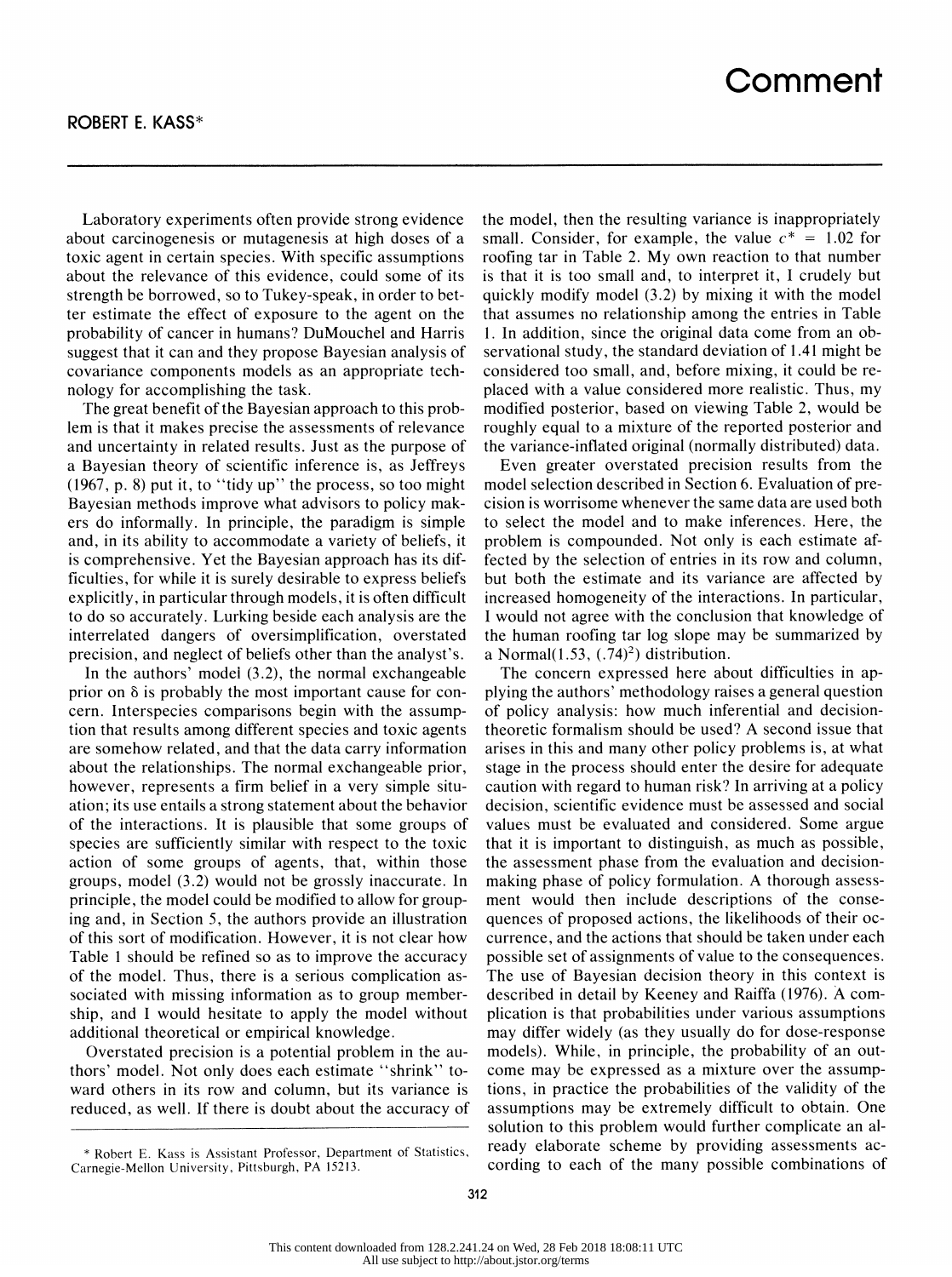# Comment

## ROBERT E. KASS*

Laboratory experiments often provide strong evidence about carcinogenesis or mutagenesis at high doses of a toxic agent in certain species. With specific assumptions about the relevance of this evidence, could some of its strength be borrowed, so to Tukey-speak, in order to better estimate the effect of exposure to the agent on the probability of cancer in humans? DuMouchel and Harris suggest that it can and they propose Bayesian analysis of covariance components models as an appropriate technology for accomplishing the task.

The great benefit of the Bayesian approach to this problem is that it makes precise the assessments of relevance and uncertainty in related results. Just as the purpose of a Bayesian theory of scientific inference is, as Jeffreys (1967, p. 8) put it, to "tidy up" the process, so too might Bayesian methods improve what advisors to policy makers do informally. In principle, the paradigm is simple and, in its ability to accommodate a variety of beliefs, it is comprehensive. Yet the Bayesian approach has its difficulties, for while it is surely desirable to express beliefs explicitly, in particular through models, it is often difficult to do so accurately. Lurking beside each analysis are the interrelated dangers of oversimplification, overstated precision, and neglect of beliefs other than the analyst's.

In the authors' model (3.2), the normal exchangeable prior on $\delta$ is probably the most important cause for concern. Interspecies comparisons begin with the assumption that results among different species and toxic agents are somehow related, and that the data carry information about the relationships. The normal exchangeable prior, however, represents a firm belief in a very simple situation; its use entails a strong statement about the behavior of the interactions. It is plausible that some groups of species are sufficiently similar with respect to the toxic action of some groups of agents, that, within those groups, model (3.2) would not be grossly inaccurate. In principle, the model could be modified to allow for grouping and, in Section 5, the authors provide an illustration of this sort of modification. However, it is not clear how Table 1 should be refined so as to improve the accuracy of the model. Thus, there is a serious complication associated with missing information as to group membership, and I would hesitate to apply the model without additional theoretical or empirical knowledge.

Overstated precision is a potential problem in the authors' model. Not only does each estimate "shrink" toward others in its row and column, but its variance is reduced, as well. If there is doubt about the accuracy of the model, then the resulting variance is inappropriately small. Consider, for example, the value $c^* = 1.02$ for roofing tar in Table 2. My own reaction to that number is that it is too small and, to interpret it, I crudely but quickly modify model (3.2) by mixing it with the model that assumes no relationship among the entries in Table 1. In addition, since the original data come from an observational study, the standard deviation of 1.41 might be considered too small, and, before mixing, it could be replaced with a value considered more realistic. Thus, my modified posterior, based on viewing Table 2, would be roughly equal to a mixture of the reported posterior and the variance-inflated original (normally distributed) data.

Even greater overstated precision results from the model selection described in Section 6. Evaluation of precision is worrisome whenever the same data are used both to select the model and to make inferences. Here, the problem is compounded. Not only is each estimate affected by the selection of entries in its row and column, but both the estimate and its variance are affected by increased homogeneity of the interactions. In particular, I would not agree with the conclusion that knowledge of the human roofing tar log slope may be summarized by a Normal$(1.53, (.74)^2)$ distribution.

The concern expressed here about difficulties in applying the authors' methodology raises a general question of policy analysis: how much inferential and decision-theoretic formalism should be used? A second issue that arises in this and many other policy problems is, at what stage in the process should enter the desire for adequate caution with regard to human risk? In arriving at a policy decision, scientific evidence must be assessed and social values must be evaluated and considered. Some argue that it is important to distinguish, as much as possible, the assessment phase from the evaluation and decision-making phase of policy formulation. A thorough assessment would then include descriptions of the consequences of proposed actions, the likelihoods of their occurrence, and the actions that should be taken under each possible set of assignments of value to the consequences. The use of Bayesian decision theory in this context is described in detail by Keeney and Raiffa (1976). A complication is that probabilities under various assumptions may differ widely (as they usually do for dose-response models). While, in principle, the probability of an outcome may be expressed as a mixture over the assumptions, in practice the probabilities of the validity of the assumptions may be extremely difficult to obtain. One solution to this problem would further complicate an already elaborate scheme by providing assessments according to each of the many possible combinations of

---

* Robert E. Kass is Assistant Professor, Department of Statistics, Carnegie-Mellon University, Pittsburgh, PA 15213.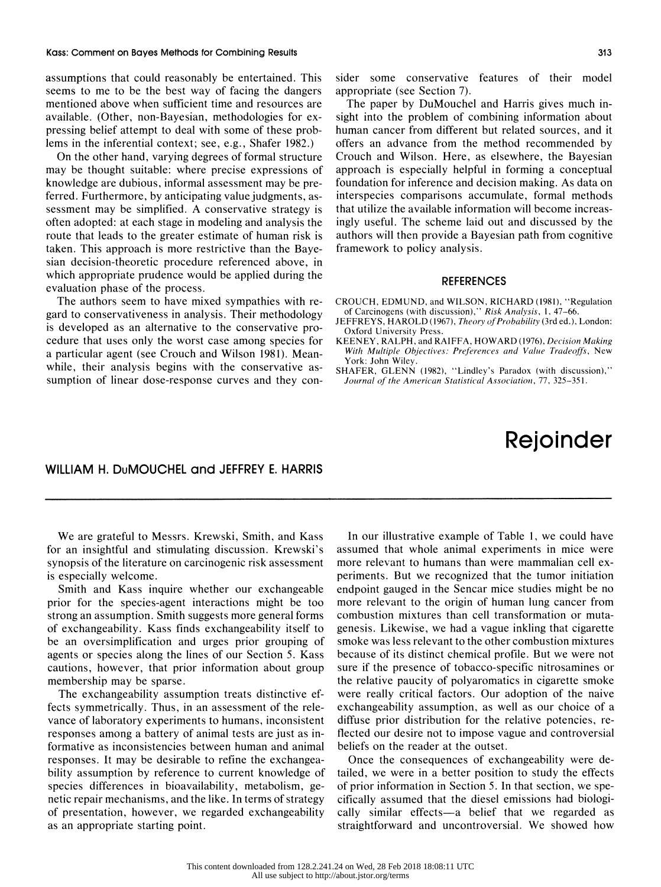assumptions that could reasonably be entertained. This seems to me to be the best way of facing the dangers mentioned above when sufficient time and resources are available. (Other, non-Bayesian, methodologies for expressing belief attempt to deal with some of these problems in the inferential context; see, e.g., Shafer 1982.)

On the other hand, varying degrees of formal structure may be thought suitable: where precise expressions of knowledge are dubious, informal assessment may be preferred. Furthermore, by anticipating value judgments, assessment may be simplified. A conservative strategy is often adopted: at each stage in modeling and analysis the route that leads to the greater estimate of human risk is taken. This approach is more restrictive than the Bayesian decision-theoretic procedure referenced above, in which appropriate prudence would be applied during the evaluation phase of the process.

The authors seem to have mixed sympathies with regard to conservativeness in analysis. Their methodology is developed as an alternative to the conservative procedure that uses only the worst case among species for a particular agent (see Crouch and Wilson 1981). Meanwhile, their analysis begins with the conservative assumption of linear dose-response curves and they consider some conservative features of their model appropriate (see Section 7).

The paper by DuMouchel and Harris gives much insight into the problem of combining information about human cancer from different but related sources, and it offers an advance from the method recommended by Crouch and Wilson. Here, as elsewhere, the Bayesian approach is especially helpful in forming a conceptual foundation for inference and decision making. As data on interspecies comparisons accumulate, formal methods that utilize the available information will become increasingly useful. The scheme laid out and discussed by the authors will then provide a Bayesian path from cognitive framework to policy analysis.

## REFERENCES

CROUCH, EDMUND, and WILSON, RICHARD (1981), "Regulation of Carcinogens (with discussion)," *Risk Analysis*, 1, 47–66.

JEFFREYS, HAROLD (1967), *Theory of Probability* (3rd ed.), London: Oxford University Press.

KEENEY, RALPH, and RAIFFA, HOWARD (1976), *Decision Making With Multiple Objectives: Preferences and Value Tradeoffs*, New York: John Wiley.

SHAFER, GLENN (1982), "Lindley's Paradox (with discussion)," *Journal of the American Statistical Association*, 77, 325–351.

# Rejoinder

**WILLIAM H. DuMOUCHEL and JEFFREY E. HARRIS**

We are grateful to Messrs. Krewski, Smith, and Kass for an insightful and stimulating discussion. Krewski's synopsis of the literature on carcinogenic risk assessment is especially welcome.

Smith and Kass inquire whether our exchangeable prior for the species-agent interactions might be too strong an assumption. Smith suggests more general forms of exchangeability. Kass finds exchangeability itself to be an oversimplification and urges prior grouping of agents or species along the lines of our Section 5. Kass cautions, however, that prior information about group membership may be sparse.

The exchangeability assumption treats distinctive effects symmetrically. Thus, in an assessment of the relevance of laboratory experiments to humans, inconsistent responses among a battery of animal tests are just as informative as inconsistencies between human and animal responses. It may be desirable to refine the exchangeability assumption by reference to current knowledge of species differences in bioavailability, metabolism, genetic repair mechanisms, and the like. In terms of strategy of presentation, however, we regarded exchangeability as an appropriate starting point.

In our illustrative example of Table 1, we could have assumed that whole animal experiments in mice were more relevant to humans than were mammalian cell experiments. But we recognized that the tumor initiation endpoint gauged in the Sencar mice studies might be no more relevant to the origin of human lung cancer from combustion mixtures than cell transformation or mutagenesis. Likewise, we had a vague inkling that cigarette smoke was less relevant to the other combustion mixtures because of its distinct chemical profile. But we were not sure if the presence of tobacco-specific nitrosamines or the relative paucity of polyaromatics in cigarette smoke were really critical factors. Our adoption of the naive exchangeability assumption, as well as our choice of a diffuse prior distribution for the relative potencies, reflected our desire not to impose vague and controversial beliefs on the reader at the outset.

Once the consequences of exchangeability were detailed, we were in a better position to study the effects of prior information in Section 5. In that section, we specifically assumed that the diesel emissions had biologically similar effects—a belief that we regarded as straightforward and uncontroversial. We showed how